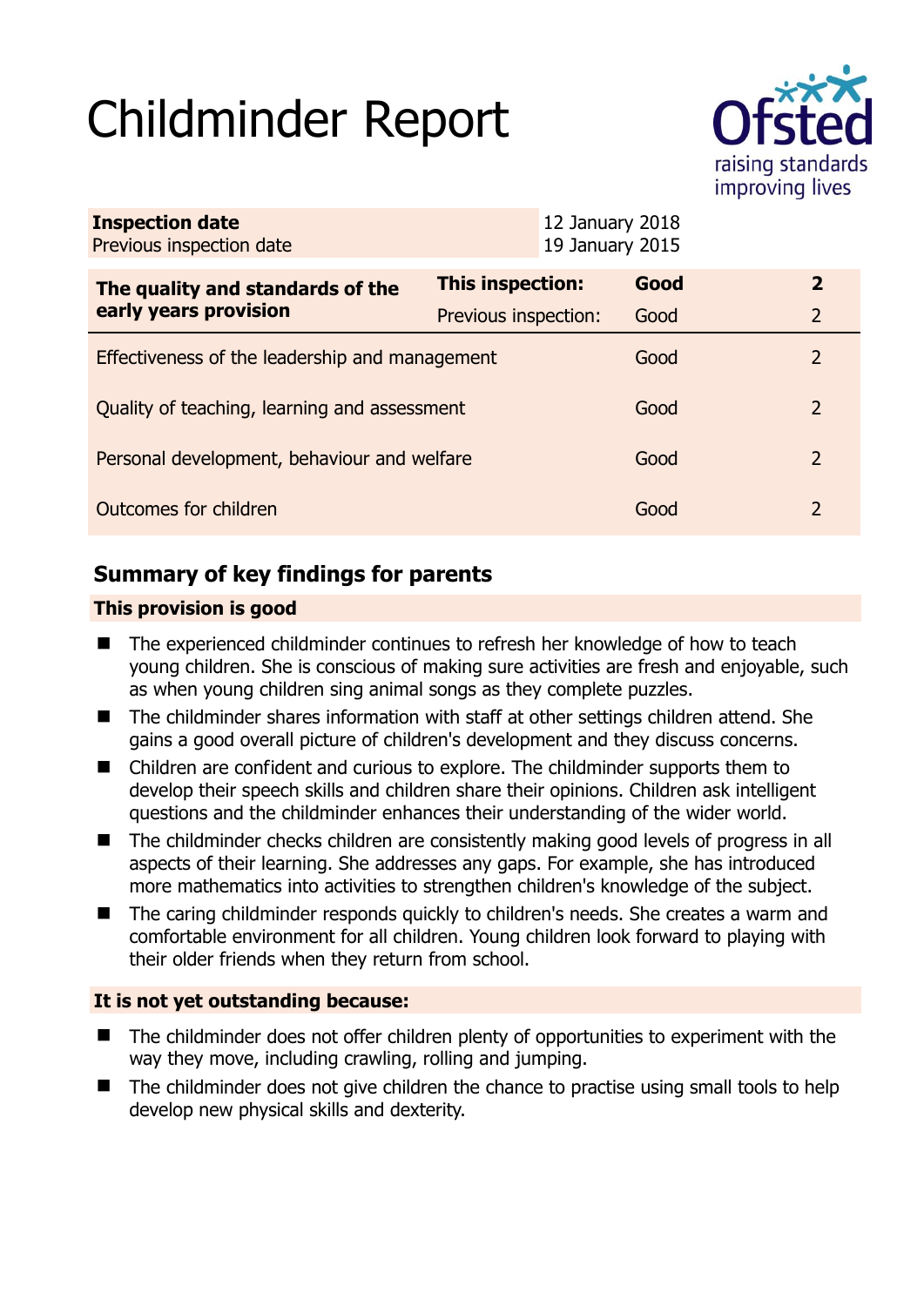# Childminder Report

Ofsted
raising standards
improving lives

| **Inspection date** | 12 January 2018 |
| --- | --- |
| Previous inspection date | 19 January 2015 |

| **The quality and standards of the early years provision** | **This inspection:** | **Good** | **2** |
| --- | --- | --- | --- |
| | Previous inspection: | Good | 2 |
| Effectiveness of the leadership and management | | Good | 2 |
| Quality of teaching, learning and assessment | | Good | 2 |
| Personal development, behaviour and welfare | | Good | 2 |
| Outcomes for children | | Good | 2 |

## Summary of key findings for parents

### This provision is good

- The experienced childminder continues to refresh her knowledge of how to teach young children. She is conscious of making sure activities are fresh and enjoyable, such as when young children sing animal songs as they complete puzzles.
- The childminder shares information with staff at other settings children attend. She gains a good overall picture of children's development and they discuss concerns.
- Children are confident and curious to explore. The childminder supports them to develop their speech skills and children share their opinions. Children ask intelligent questions and the childminder enhances their understanding of the wider world.
- The childminder checks children are consistently making good levels of progress in all aspects of their learning. She addresses any gaps. For example, she has introduced more mathematics into activities to strengthen children's knowledge of the subject.
- The caring childminder responds quickly to children's needs. She creates a warm and comfortable environment for all children. Young children look forward to playing with their older friends when they return from school.

### It is not yet outstanding because:

- The childminder does not offer children plenty of opportunities to experiment with the way they move, including crawling, rolling and jumping.
- The childminder does not give children the chance to practise using small tools to help develop new physical skills and dexterity.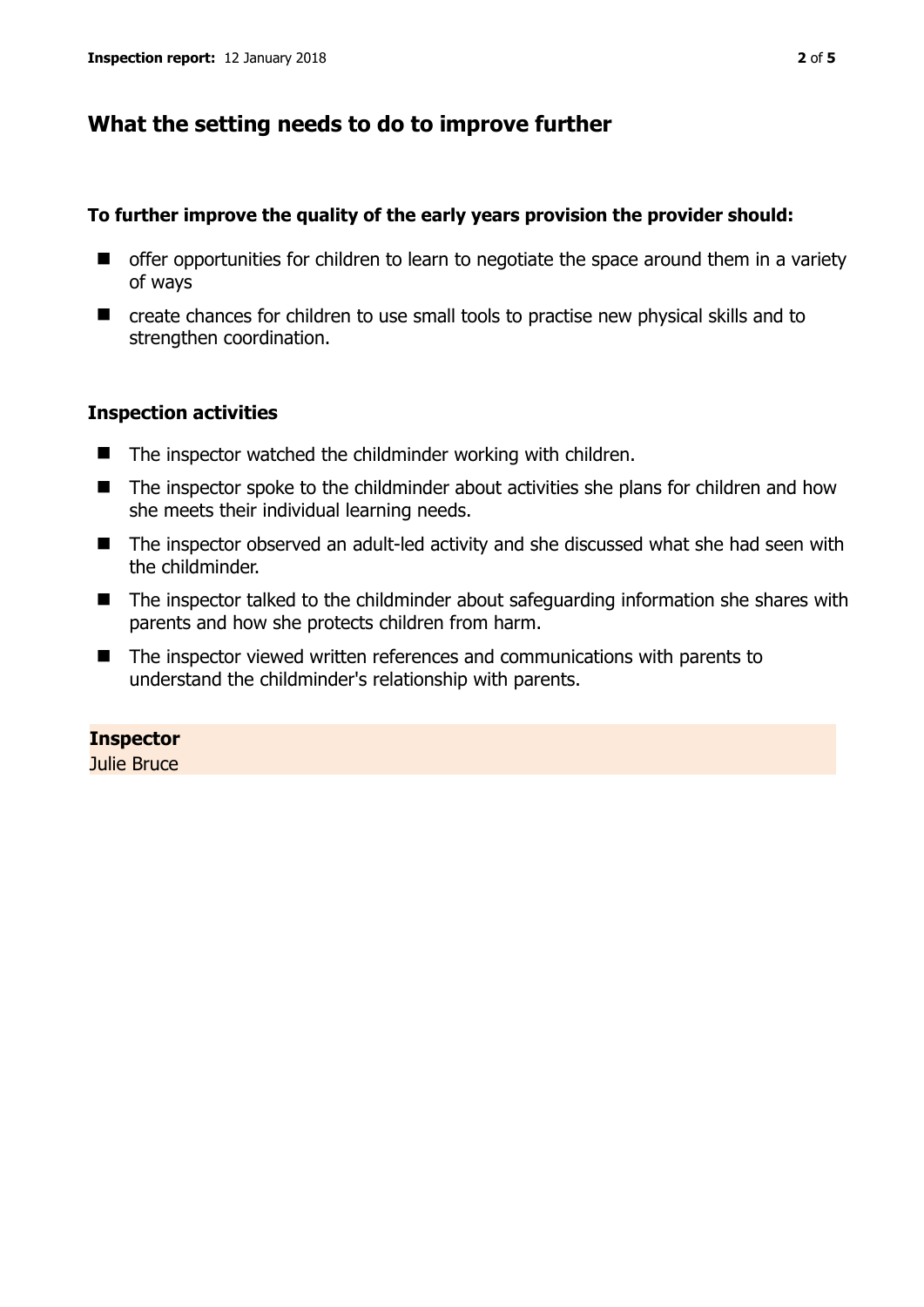## What the setting needs to do to improve further

### To further improve the quality of the early years provision the provider should:

- offer opportunities for children to learn to negotiate the space around them in a variety of ways
- create chances for children to use small tools to practise new physical skills and to strengthen coordination.

### Inspection activities

- The inspector watched the childminder working with children.
- The inspector spoke to the childminder about activities she plans for children and how she meets their individual learning needs.
- The inspector observed an adult-led activity and she discussed what she had seen with the childminder.
- The inspector talked to the childminder about safeguarding information she shares with parents and how she protects children from harm.
- The inspector viewed written references and communications with parents to understand the childminder's relationship with parents.

**Inspector**
Julie Bruce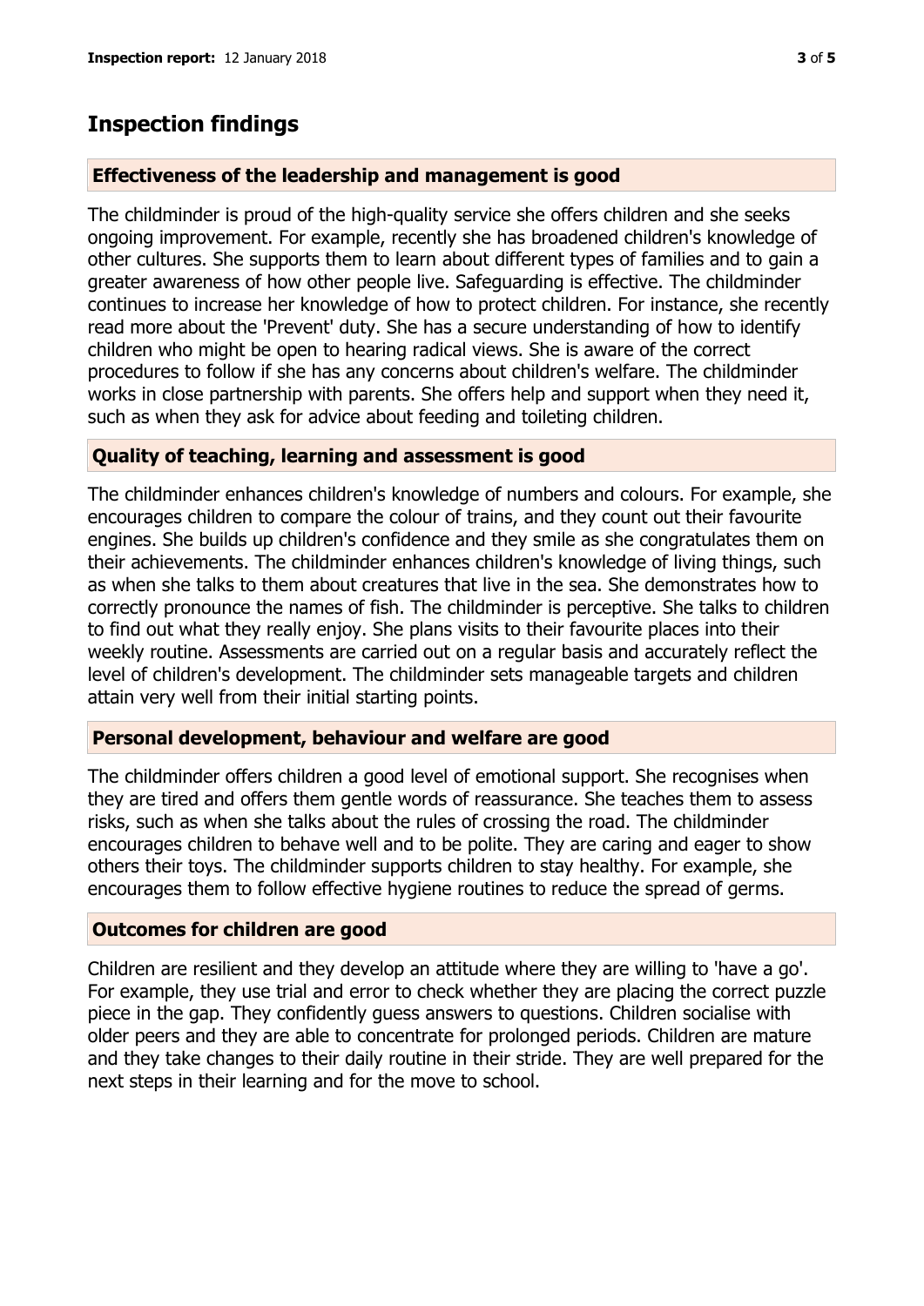## Inspection findings

### Effectiveness of the leadership and management is good

The childminder is proud of the high-quality service she offers children and she seeks ongoing improvement. For example, recently she has broadened children's knowledge of other cultures. She supports them to learn about different types of families and to gain a greater awareness of how other people live. Safeguarding is effective. The childminder continues to increase her knowledge of how to protect children. For instance, she recently read more about the 'Prevent' duty. She has a secure understanding of how to identify children who might be open to hearing radical views. She is aware of the correct procedures to follow if she has any concerns about children's welfare. The childminder works in close partnership with parents. She offers help and support when they need it, such as when they ask for advice about feeding and toileting children.

### Quality of teaching, learning and assessment is good

The childminder enhances children's knowledge of numbers and colours. For example, she encourages children to compare the colour of trains, and they count out their favourite engines. She builds up children's confidence and they smile as she congratulates them on their achievements. The childminder enhances children's knowledge of living things, such as when she talks to them about creatures that live in the sea. She demonstrates how to correctly pronounce the names of fish. The childminder is perceptive. She talks to children to find out what they really enjoy. She plans visits to their favourite places into their weekly routine. Assessments are carried out on a regular basis and accurately reflect the level of children's development. The childminder sets manageable targets and children attain very well from their initial starting points.

### Personal development, behaviour and welfare are good

The childminder offers children a good level of emotional support. She recognises when they are tired and offers them gentle words of reassurance. She teaches them to assess risks, such as when she talks about the rules of crossing the road. The childminder encourages children to behave well and to be polite. They are caring and eager to show others their toys. The childminder supports children to stay healthy. For example, she encourages them to follow effective hygiene routines to reduce the spread of germs.

### Outcomes for children are good

Children are resilient and they develop an attitude where they are willing to 'have a go'. For example, they use trial and error to check whether they are placing the correct puzzle piece in the gap. They confidently guess answers to questions. Children socialise with older peers and they are able to concentrate for prolonged periods. Children are mature and they take changes to their daily routine in their stride. They are well prepared for the next steps in their learning and for the move to school.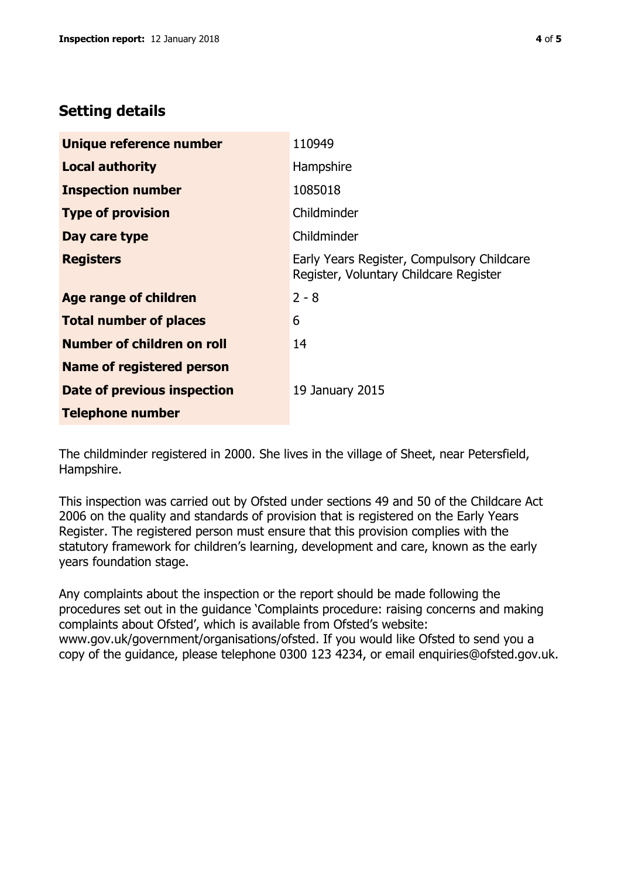## Setting details

| | |
|---|---|
| **Unique reference number** | 110949 |
| **Local authority** | Hampshire |
| **Inspection number** | 1085018 |
| **Type of provision** | Childminder |
| **Day care type** | Childminder |
| **Registers** | Early Years Register, Compulsory Childcare Register, Voluntary Childcare Register |
| **Age range of children** | 2 - 8 |
| **Total number of places** | 6 |
| **Number of children on roll** | 14 |
| **Name of registered person** | |
| **Date of previous inspection** | 19 January 2015 |
| **Telephone number** | |

The childminder registered in 2000. She lives in the village of Sheet, near Petersfield, Hampshire.

This inspection was carried out by Ofsted under sections 49 and 50 of the Childcare Act 2006 on the quality and standards of provision that is registered on the Early Years Register. The registered person must ensure that this provision complies with the statutory framework for children's learning, development and care, known as the early years foundation stage.

Any complaints about the inspection or the report should be made following the procedures set out in the guidance 'Complaints procedure: raising concerns and making complaints about Ofsted', which is available from Ofsted's website: www.gov.uk/government/organisations/ofsted. If you would like Ofsted to send you a copy of the guidance, please telephone 0300 123 4234, or email enquiries@ofsted.gov.uk.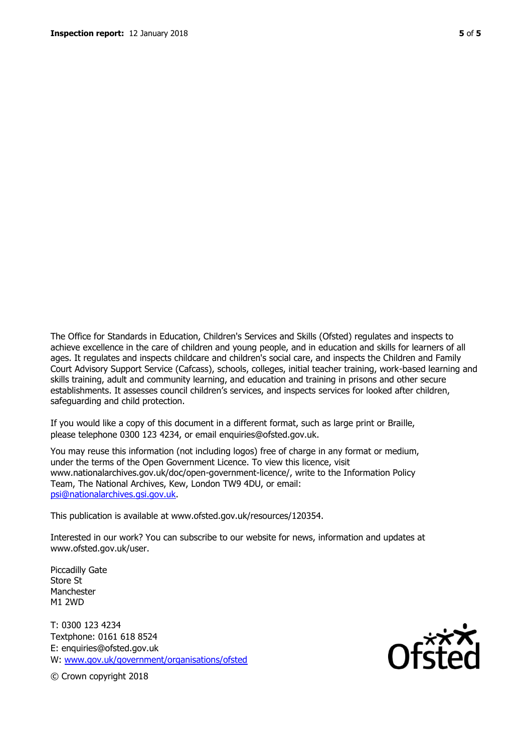The Office for Standards in Education, Children's Services and Skills (Ofsted) regulates and inspects to achieve excellence in the care of children and young people, and in education and skills for learners of all ages. It regulates and inspects childcare and children's social care, and inspects the Children and Family Court Advisory Support Service (Cafcass), schools, colleges, initial teacher training, work-based learning and skills training, adult and community learning, and education and training in prisons and other secure establishments. It assesses council children's services, and inspects services for looked after children, safeguarding and child protection.

If you would like a copy of this document in a different format, such as large print or Braille, please telephone 0300 123 4234, or email enquiries@ofsted.gov.uk.

You may reuse this information (not including logos) free of charge in any format or medium, under the terms of the Open Government Licence. To view this licence, visit www.nationalarchives.gov.uk/doc/open-government-licence/, write to the Information Policy Team, The National Archives, Kew, London TW9 4DU, or email: psi@nationalarchives.gsi.gov.uk.

This publication is available at www.ofsted.gov.uk/resources/120354.

Interested in our work? You can subscribe to our website for news, information and updates at www.ofsted.gov.uk/user.

Piccadilly Gate
Store St
Manchester
M1 2WD

T: 0300 123 4234
Textphone: 0161 618 8524
E: enquiries@ofsted.gov.uk
W: www.gov.uk/government/organisations/ofsted

© Crown copyright 2018